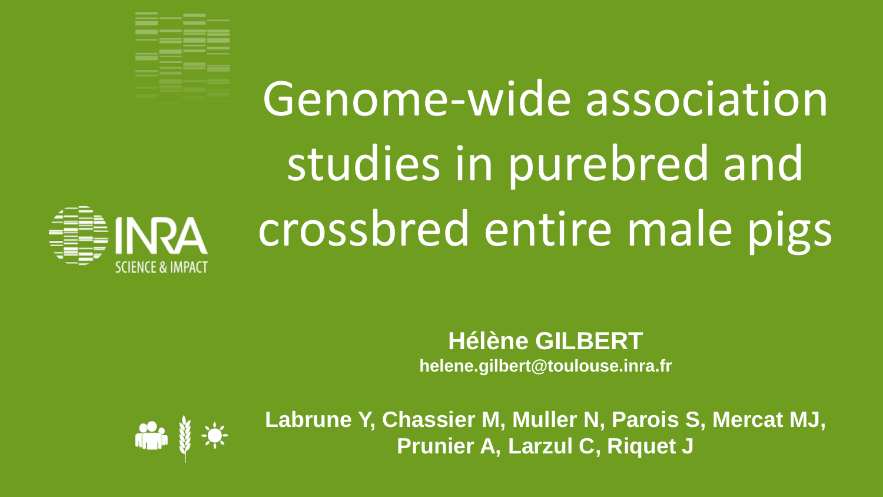# Genome-wide association studies in purebred and crossbred entire male pigs

**Hélène GILBERT**
**helene.gilbert@toulouse.inra.fr**

**Labrune Y, Chassier M, Muller N, Parois S, Mercat MJ, Prunier A, Larzul C, Riquet J**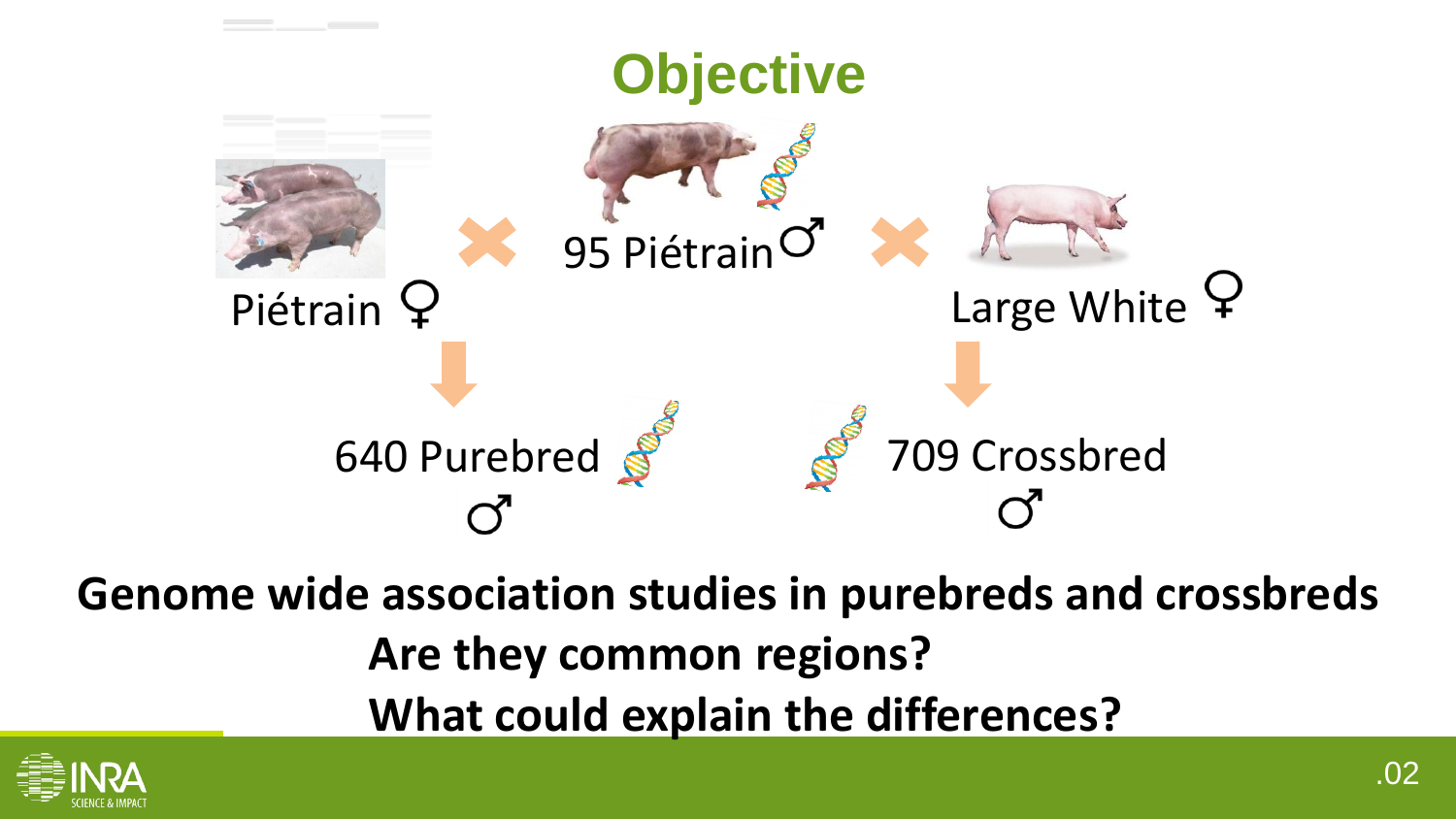# Objective

Piétrain ♀ ✖ 95 Piétrain ♂ ✖ Large White ♀

640 Purebred ♂

709 Crossbred ♂

**Genome wide association studies in purebreds and crossbreds**

**Are they common regions?**

**What could explain the differences?**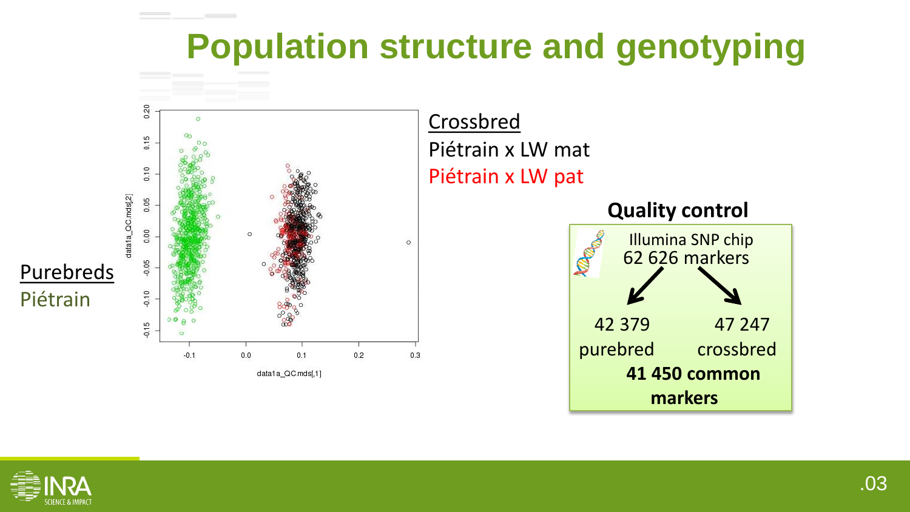# Population structure and genotyping

Purebreds

Piétrain

Crossbred

Piétrain x LW mat

Piétrain x LW pat

**Quality control**

Illumina SNP chip
62 626 markers

42 379 purebred

47 247 crossbred

**41 450 common markers**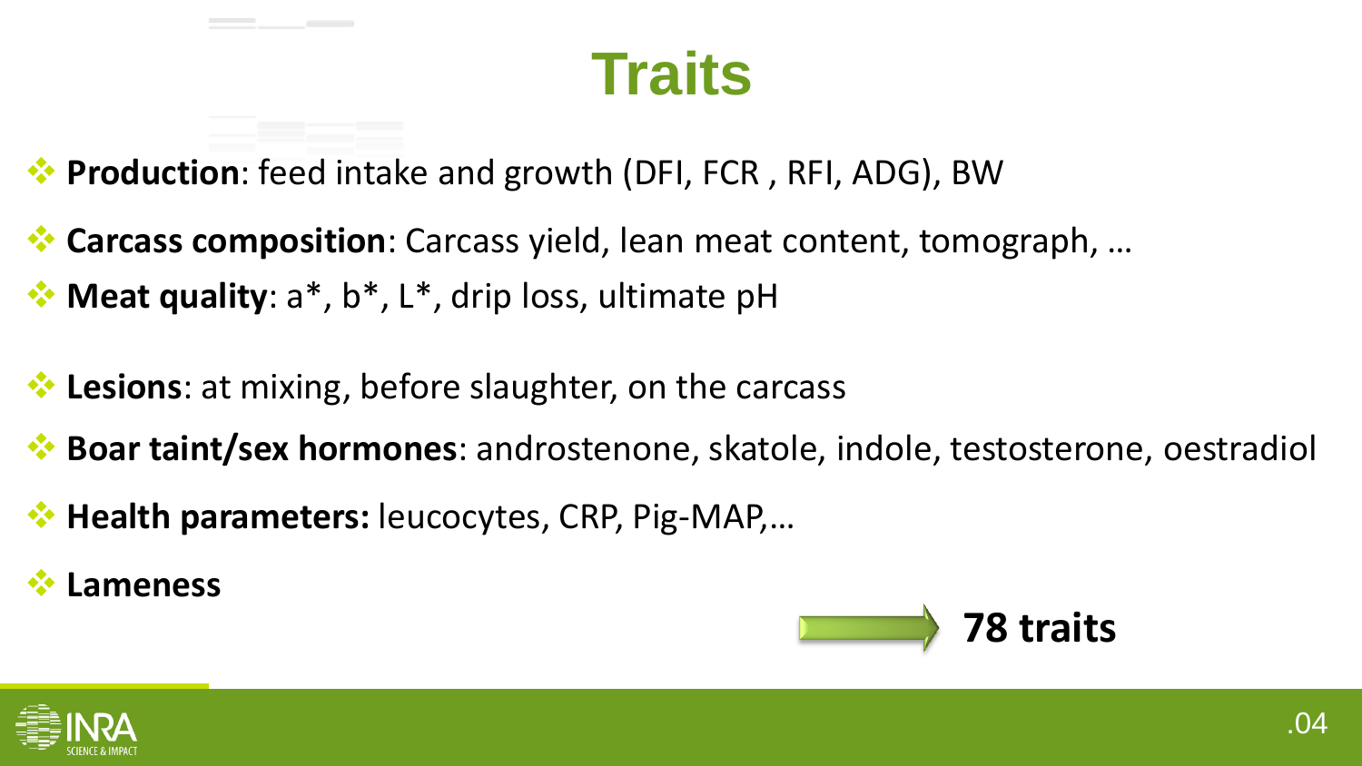# Traits

- **Production**: feed intake and growth (DFI, FCR , RFI, ADG), BW
- **Carcass composition**: Carcass yield, lean meat content, tomograph, …
- **Meat quality**: a*, b*, L*, drip loss, ultimate pH
- **Lesions**: at mixing, before slaughter, on the carcass
- **Boar taint/sex hormones**: androstenone, skatole, indole, testosterone, oestradiol
- **Health parameters:** leucocytes, CRP, Pig-MAP,…
- **Lameness**

→ **78 traits**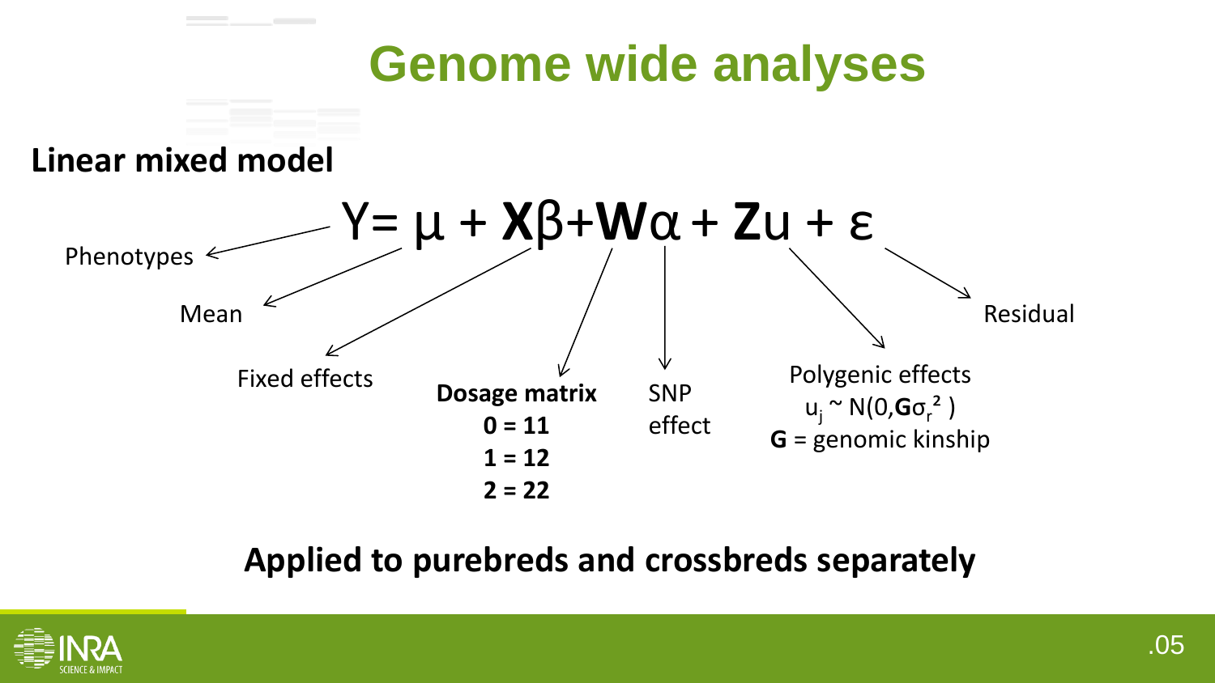# Genome wide analyses

**Linear mixed model**

$$Y = \mu + \mathbf{X}\beta + \mathbf{W}\alpha + \mathbf{Z}u + \varepsilon$$

- Phenotypes
- Mean
- Fixed effects
- **Dosage matrix**
  - **0 = 11**
  - **1 = 12**
  - **2 = 22**
- SNP effect
- Polygenic effects
  - $u_j \sim N(0, \mathbf{G}\sigma_r^2)$
  - $\mathbf{G}$ = genomic kinship
- Residual

**Applied to purebreds and crossbreds separately**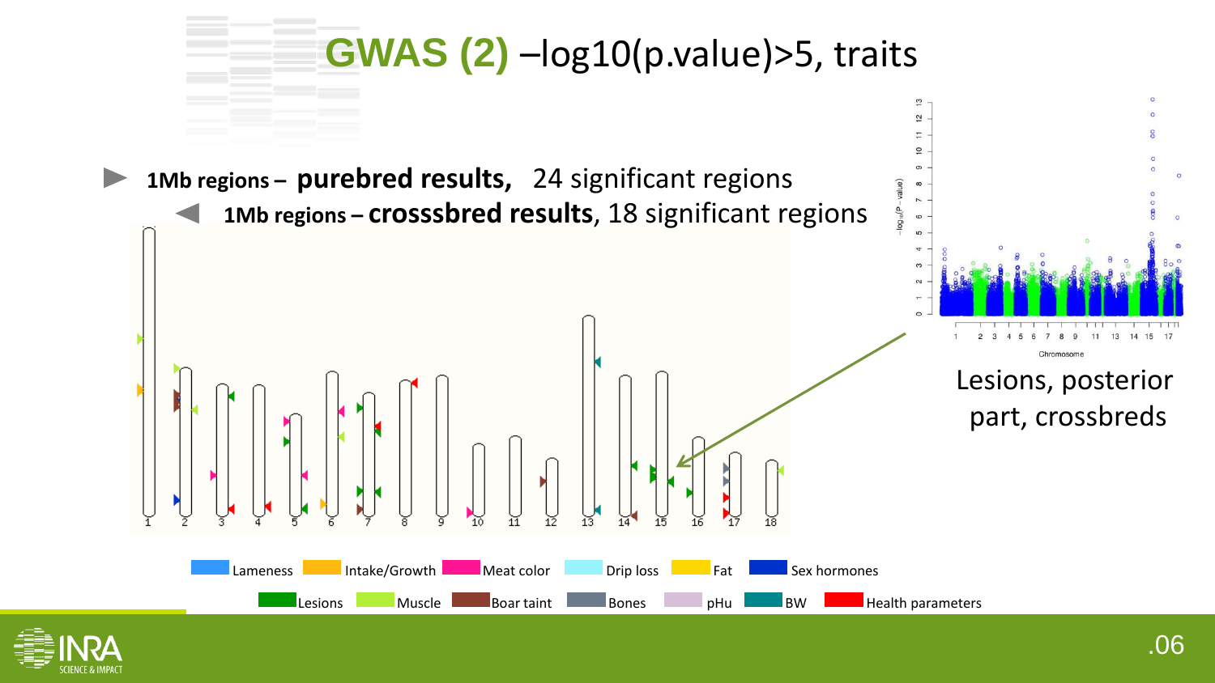# GWAS (2) –log10(p.value)>5, traits

- **1Mb regions – purebred results,** 24 significant regions
- **1Mb regions – crosssbred results**, 18 significant regions

Lesions, posterior part, crossbreds

Lameness | Intake/Growth | Meat color | Drip loss | Fat | Sex hormones | Lesions | Muscle | Boar taint | Bones | pHu | BW | Health parameters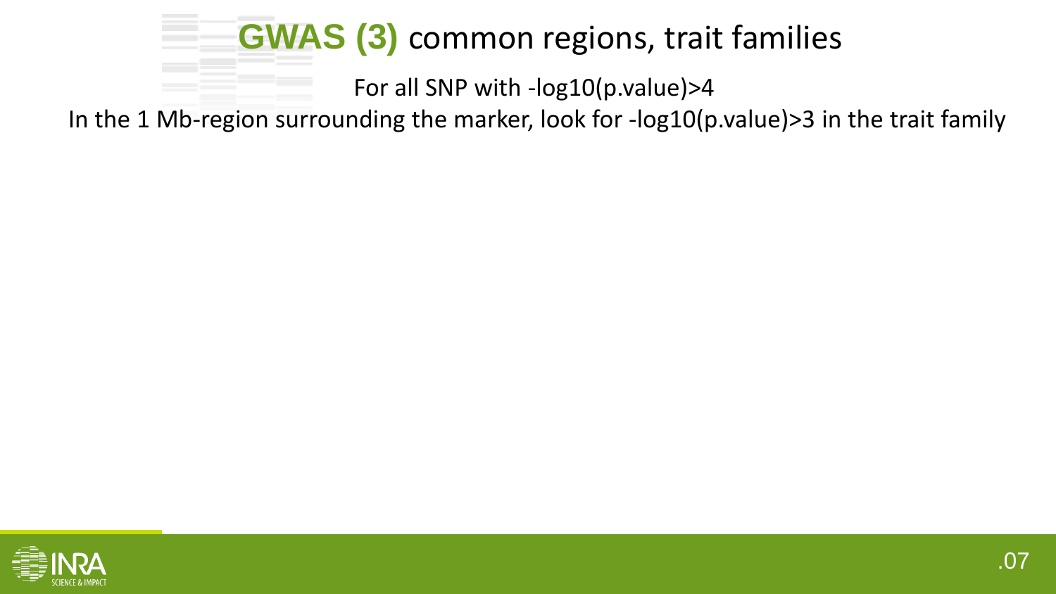# GWAS (3) common regions, trait families

For all SNP with -log10(p.value)>4

In the 1 Mb-region surrounding the marker, look for -log10(p.value)>3 in the trait family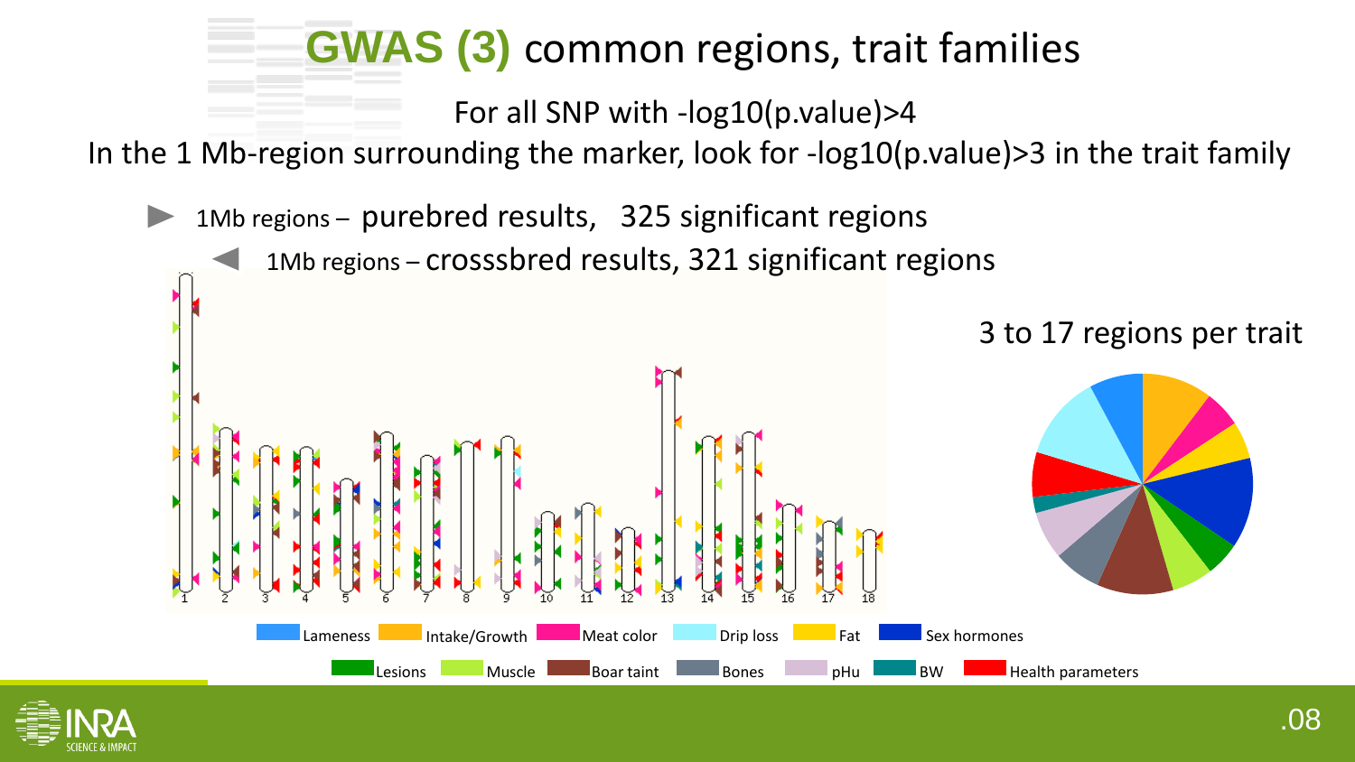# GWAS (3) common regions, trait families

For all SNP with -log10(p.value)>4

In the 1 Mb-region surrounding the marker, look for -log10(p.value)>3 in the trait family

- ► 1Mb regions – purebred results, 325 significant regions
- ◄ 1Mb regions – crosssbred results, 321 significant regions

3 to 17 regions per trait

Lameness | Intake/Growth | Meat color | Drip loss | Fat | Sex hormones

Lesions | Muscle | Boar taint | Bones | pHu | BW | Health parameters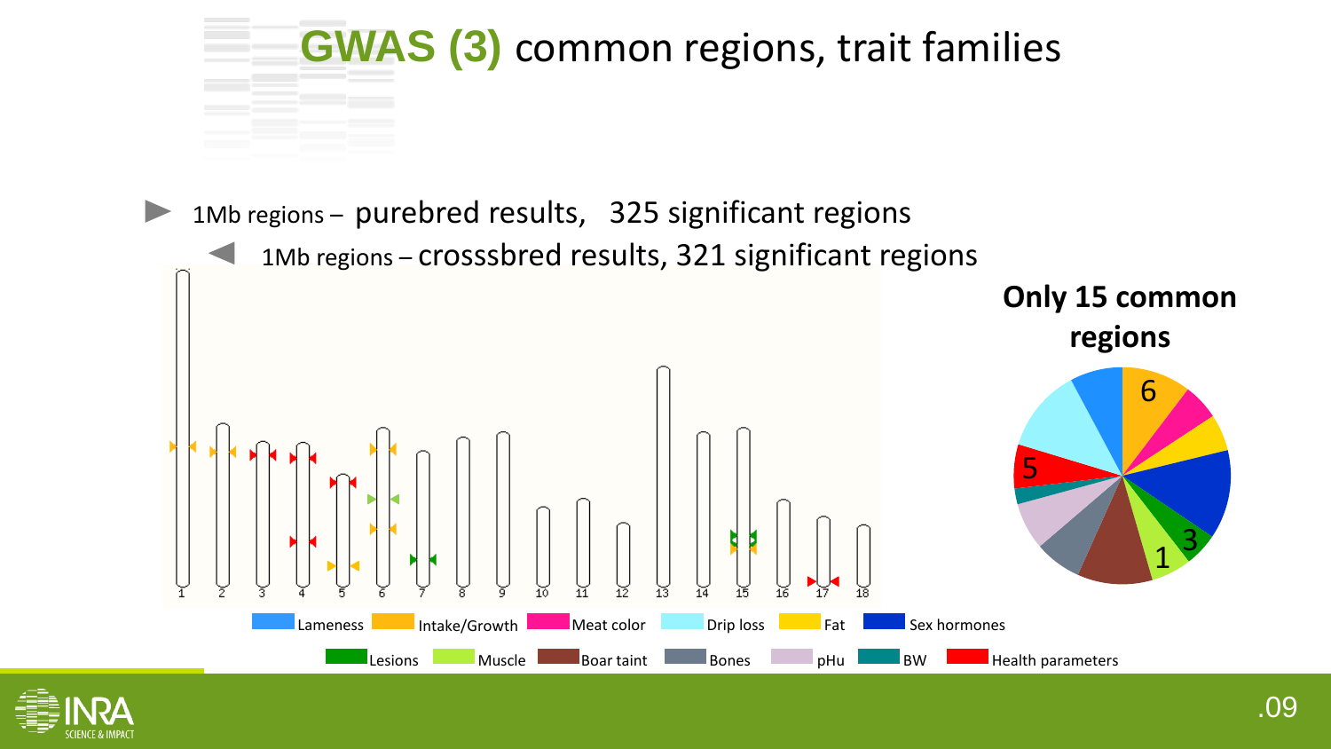# GWAS (3) common regions, trait families

- 1Mb regions – purebred results, 325 significant regions
  - 1Mb regions – crosssbred results, 321 significant regions

**Only 15 common regions**

1 2 3 4 5 6 7 8 9 10 11 12 13 14 15 16 17 18

6 5 3 1

Lameness · Intake/Growth · Meat color · Drip loss · Fat · Sex hormones · Lesions · Muscle · Boar taint · Bones · pHu · BW · Health parameters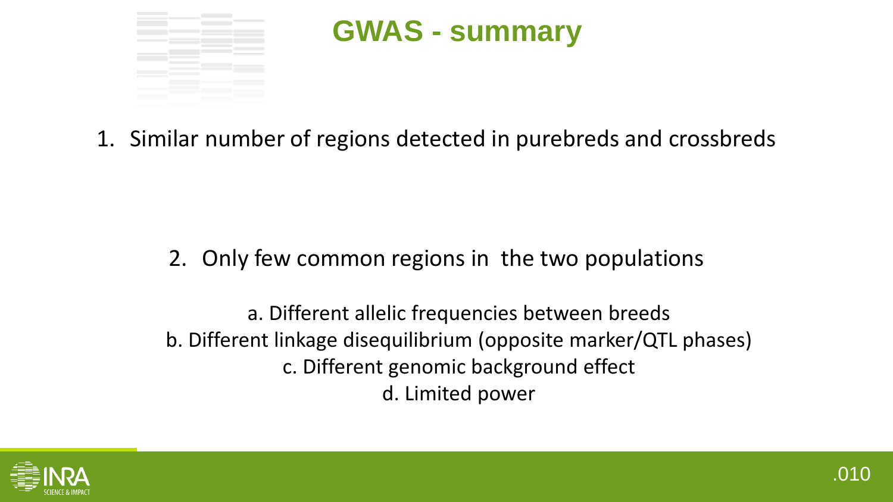# GWAS - summary

1. Similar number of regions detected in purebreds and crossbreds

2. Only few common regions in the two populations

a. Different allelic frequencies between breeds
b. Different linkage disequilibrium (opposite marker/QTL phases)
c. Different genomic background effect
d. Limited power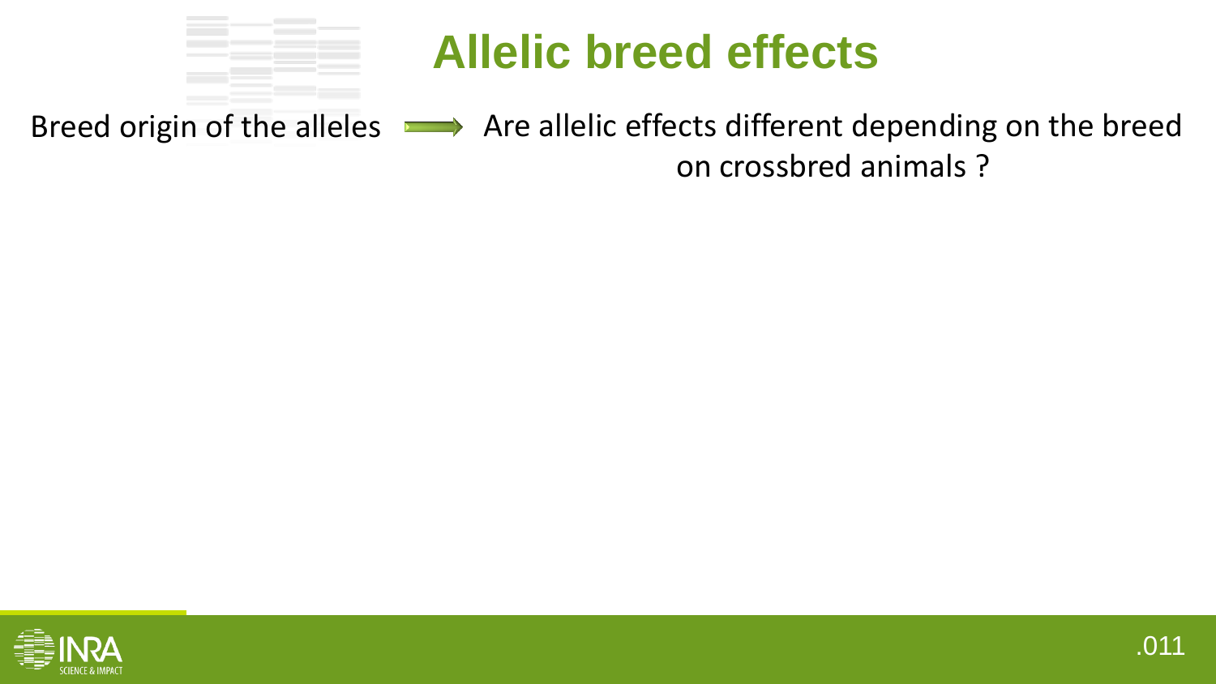# Allelic breed effects

Breed origin of the alleles → Are allelic effects different depending on the breed on crossbred animals ?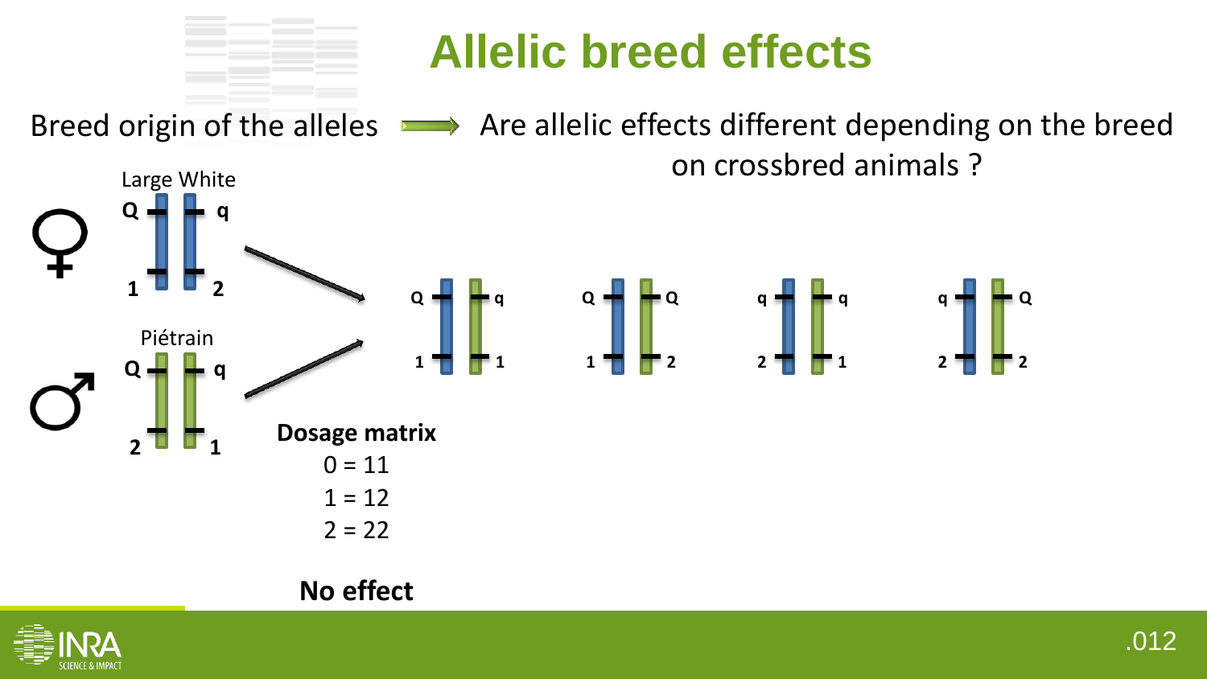# Allelic breed effects

Breed origin of the alleles → Are allelic effects different depending on the breed on crossbred animals ?

Large White

♀ Q q / 1 2

Piétrain

♂ Q q / 2 1

Q q / 1 1 Q Q / 1 2 q q / 2 1 q Q / 2 2

**Dosage matrix**

0 = 11

1 = 12

2 = 22

**No effect**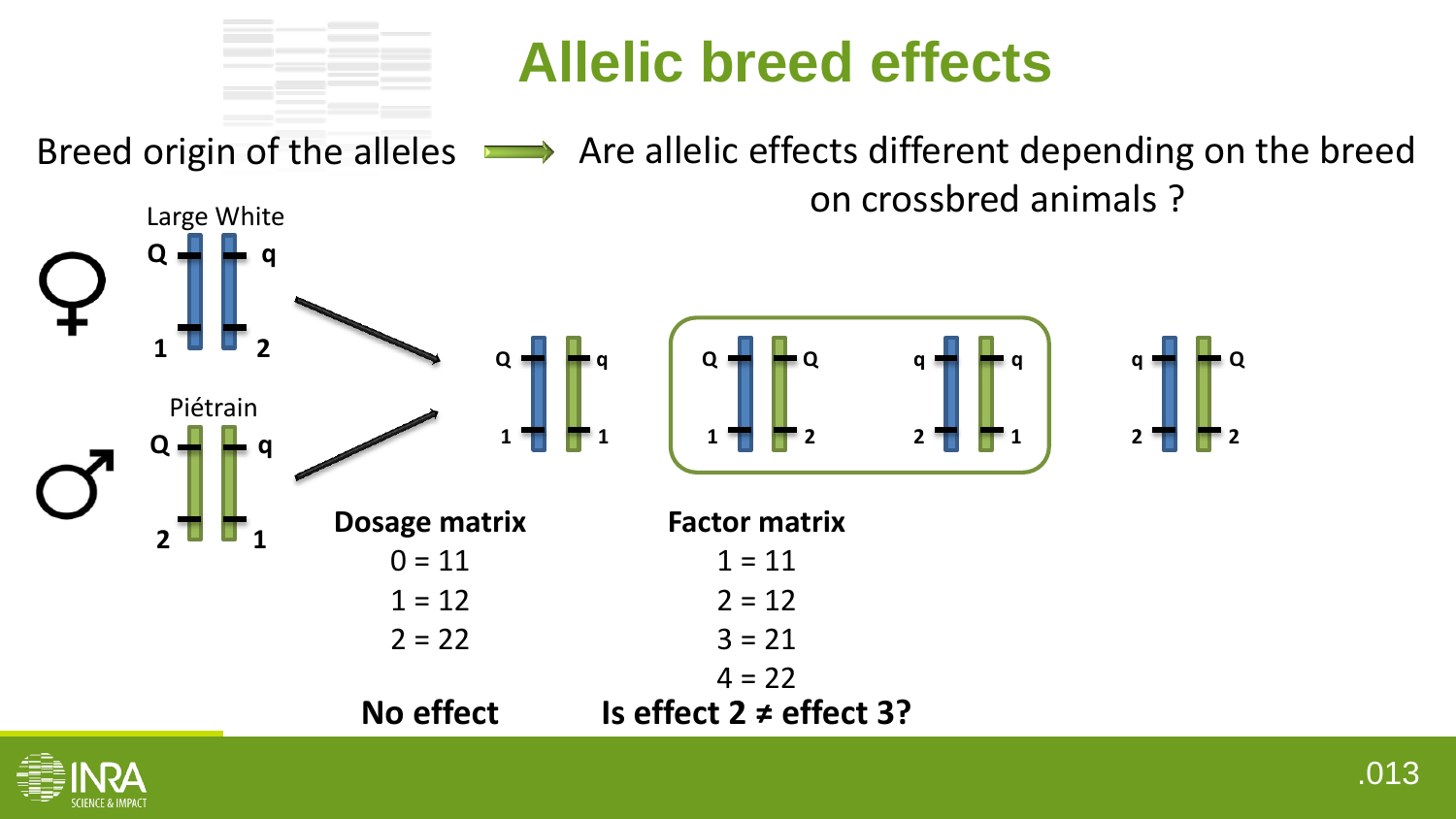# Allelic breed effects

Breed origin of the alleles ⟶ Are allelic effects different depending on the breed on crossbred animals ?

Large White

Q q

1 2

Piétrain

Q q

2 1

Q q

1 1

Q Q

1 2

q q

2 1

q Q

2 2

**Dosage matrix**

0 = 11

1 = 12

2 = 22

**No effect**

**Factor matrix**

1 = 11

2 = 12

3 = 21

4 = 22

**Is effect 2 ≠ effect 3?**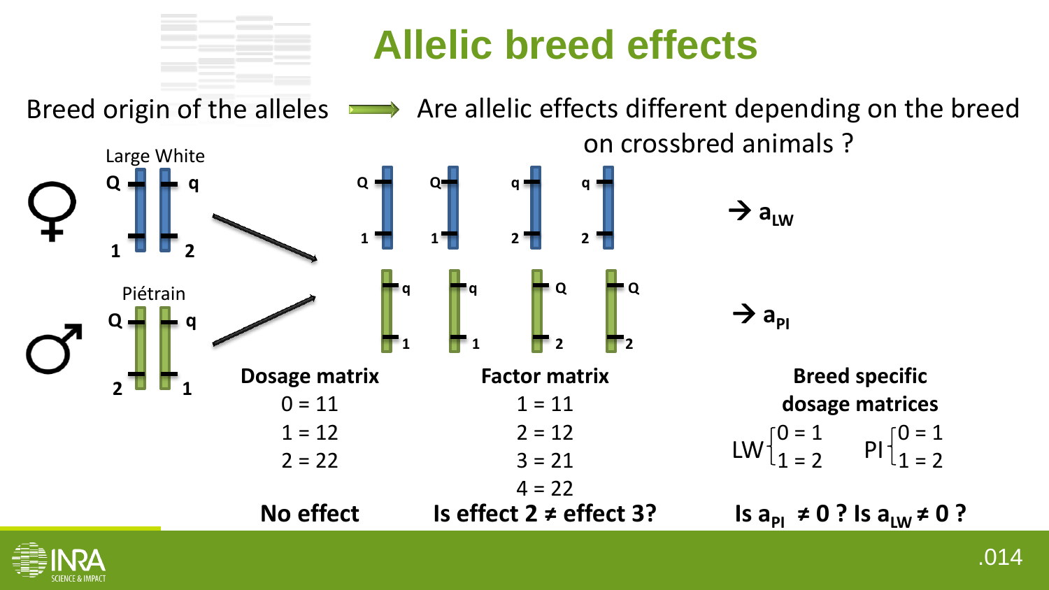# Allelic breed effects

Breed origin of the alleles ⟶ Are allelic effects different depending on the breed on crossbred animals ?

Large White

Q q

1 2

Piétrain

Q q

2 1

→ $a_{LW}$

→ $a_{PI}$

**Dosage matrix**

0 = 11

1 = 12

2 = 22

**No effect**

**Factor matrix**

1 = 11

2 = 12

3 = 21

4 = 22

**Is effect 2 ≠ effect 3?**

**Breed specific dosage matrices**

LW { 0 = 1, 1 = 2 }  PI { 0 = 1, 1 = 2 }

**Is $a_{PI} \neq 0$ ? Is $a_{LW} \neq 0$ ?**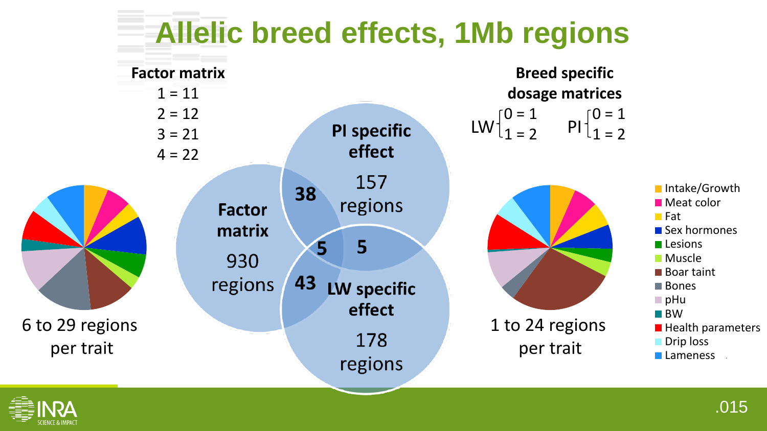# Allelic breed effects, 1Mb regions

**Factor matrix**

1 = 11
2 = 12
3 = 21
4 = 22

**Breed specific dosage matrices**

LW { 0 = 1, 1 = 2 }    PI { 0 = 1, 1 = 2 }

**Factor matrix** 930 regions

**PI specific effect** 157 regions

**LW specific effect** 178 regions

Overlaps: **38** (Factor matrix ∩ PI specific), **43** (Factor matrix ∩ LW specific), **5** (PI specific ∩ LW specific), **5** (all three)

6 to 29 regions per trait

1 to 24 regions per trait

- Intake/Growth
- Meat color
- Fat
- Sex hormones
- Lesions
- Muscle
- Boar taint
- Bones
- pHu
- BW
- Health parameters
- Drip loss
- Lameness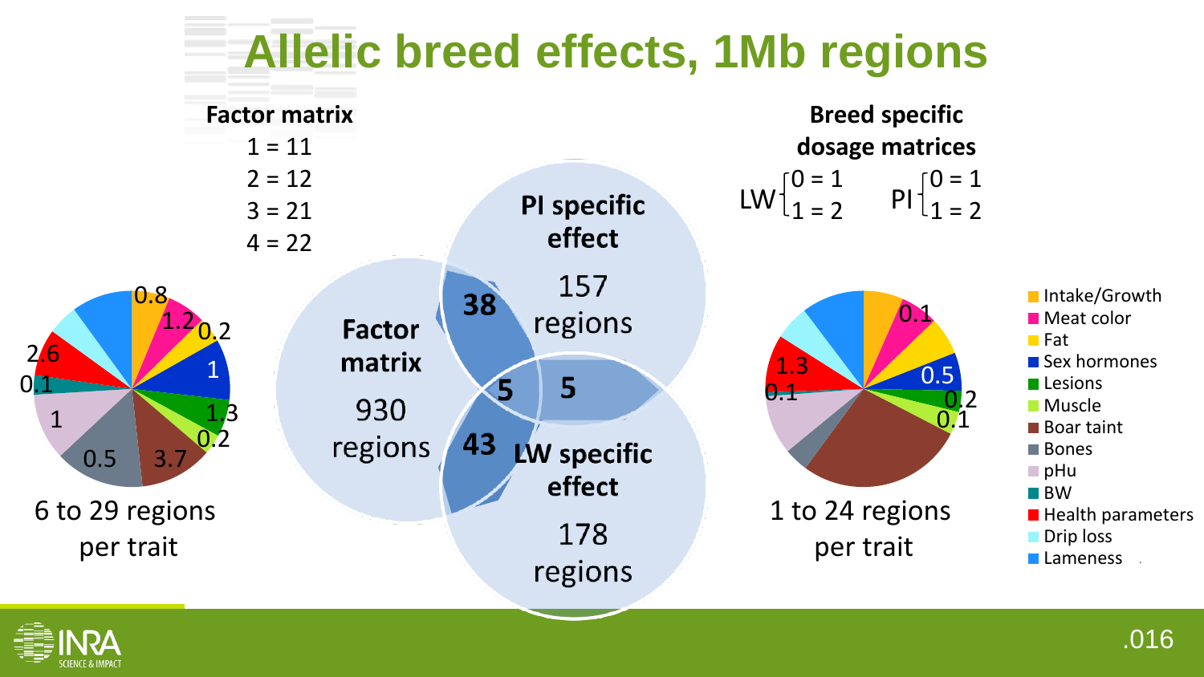# Allelic breed effects, 1Mb regions

**Factor matrix**

1 = 11
2 = 12
3 = 21
4 = 22

**Breed specific dosage matrices**

LW { 0 = 1, 1 = 2 }    PI { 0 = 1, 1 = 2 }

**PI specific effect**
157 regions

**Factor matrix**
930 regions

**LW specific effect**
178 regions

**38**  **5**  **5**  **43**

0.8  1.2  0.2  1  1.3  0.2  3.7  0.5  1  0.1  2.6

6 to 29 regions per trait

0.1  0.5  0.2  0.1  0.1  1.3

1 to 24 regions per trait

- Intake/Growth
- Meat color
- Fat
- Sex hormones
- Lesions
- Muscle
- Boar taint
- Bones
- pHu
- BW
- Health parameters
- Drip loss
- Lameness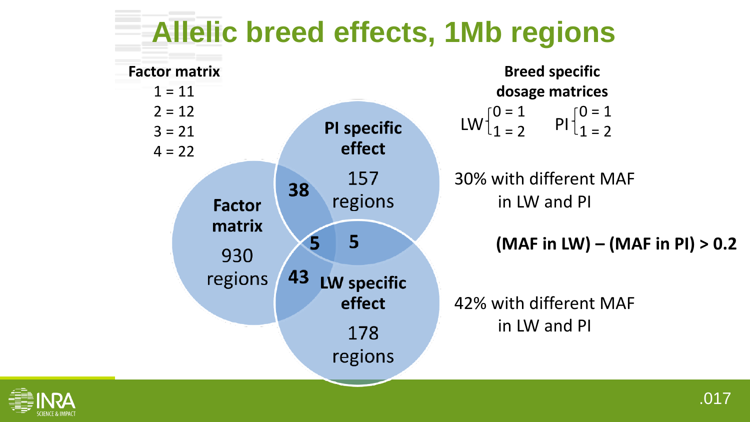# Allelic breed effects, 1Mb regions

**Factor matrix**

1 = 11
2 = 12
3 = 21
4 = 22

**PI specific effect**
157 regions

**Factor matrix**
930 regions

**LW specific effect**
178 regions

38

5

5

43

**Breed specific dosage matrices**

$LW \begin{cases} 0 = 1 \\ 1 = 2 \end{cases}$ $PI \begin{cases} 0 = 1 \\ 1 = 2 \end{cases}$

30% with different MAF in LW and PI

**(MAF in LW) – (MAF in PI) > 0.2**

42% with different MAF in LW and PI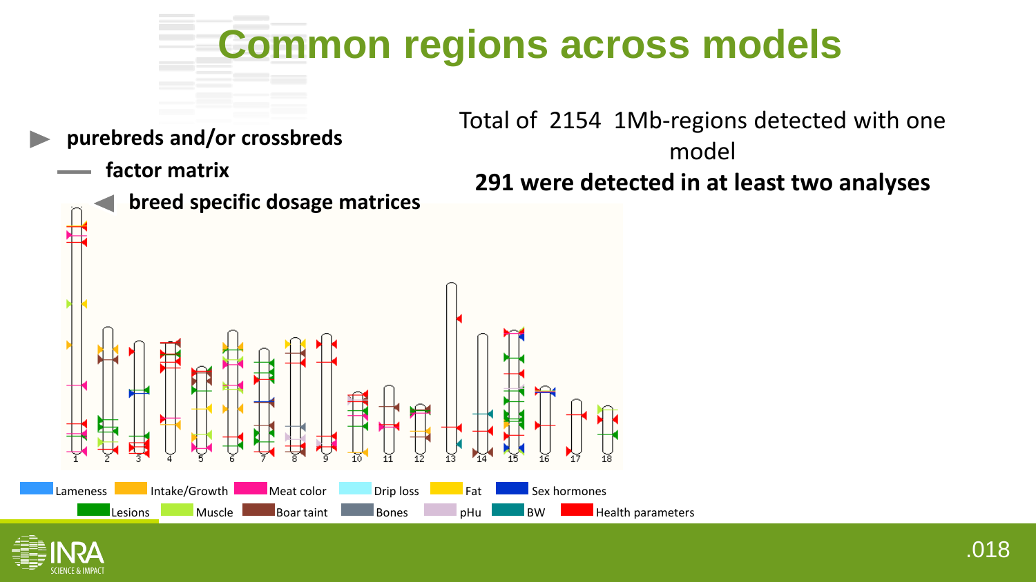# Common regions across models

- ▶ **purebreds and/or crossbreds**
  - — **factor matrix**
  - ◀ **breed specific dosage matrices**

Total of 2154 1Mb-regions detected with one model

**291 were detected in at least two analyses**

1 2 3 4 5 6 7 8 9 10 11 12 13 14 15 16 17 18

Lameness, Intake/Growth, Meat color, Drip loss, Fat, Sex hormones, Lesions, Muscle, Boar taint, Bones, pHu, BW, Health parameters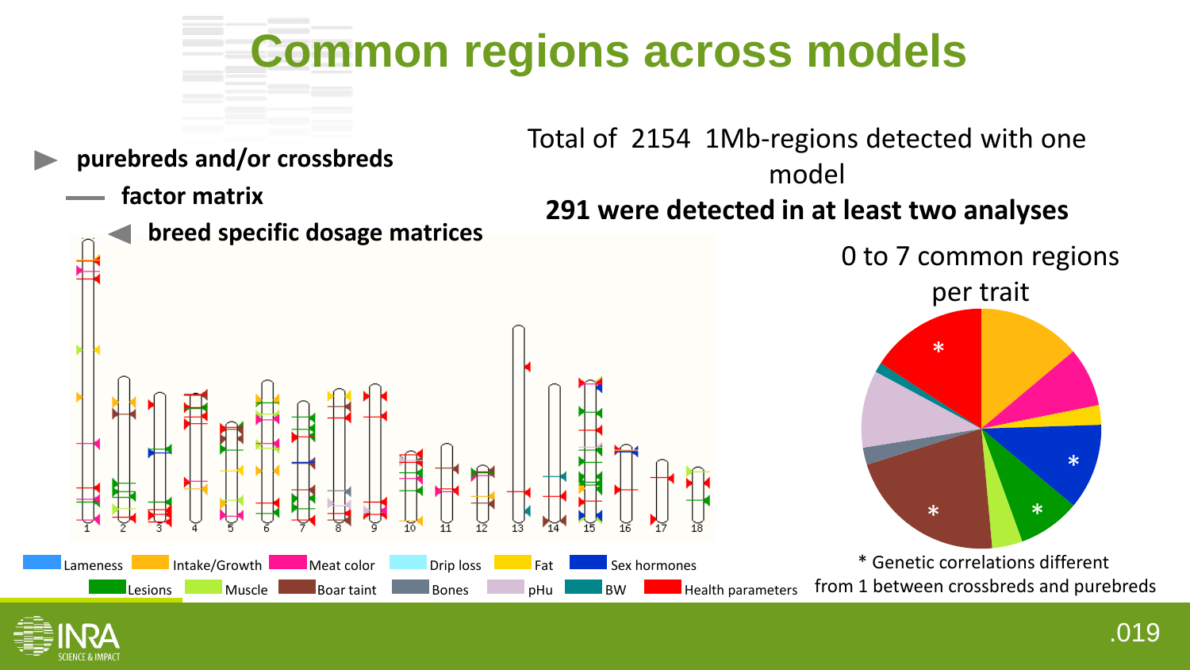# Common regions across models

- **purebreds and/or crossbreds**
  - **factor matrix**
  - **breed specific dosage matrices**

Total of 2154 1Mb-regions detected with one model

**291 were detected in at least two analyses**

0 to 7 common regions per trait

Lameness | Intake/Growth | Meat color | Drip loss | Fat | Sex hormones | Lesions | Muscle | Boar taint | Bones | pHu | BW | Health parameters

* Genetic correlations different from 1 between crossbreds and purebreds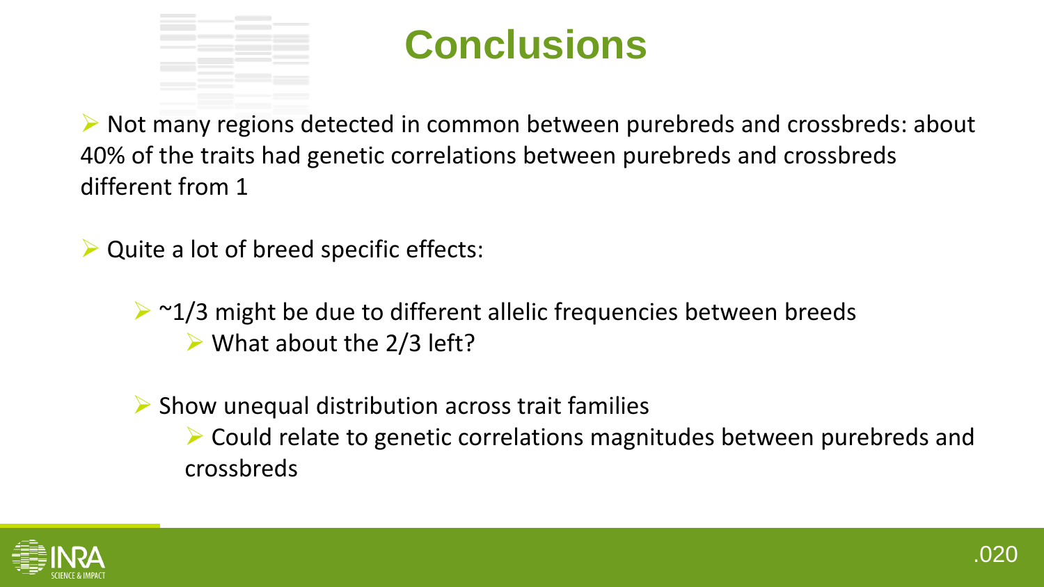# Conclusions

- Not many regions detected in common between purebreds and crossbreds: about 40% of the traits had genetic correlations between purebreds and crossbreds different from 1

- Quite a lot of breed specific effects:

  - ~1/3 might be due to different allelic frequencies between breeds
    - What about the 2/3 left?

  - Show unequal distribution across trait families
    - Could relate to genetic correlations magnitudes between purebreds and crossbreds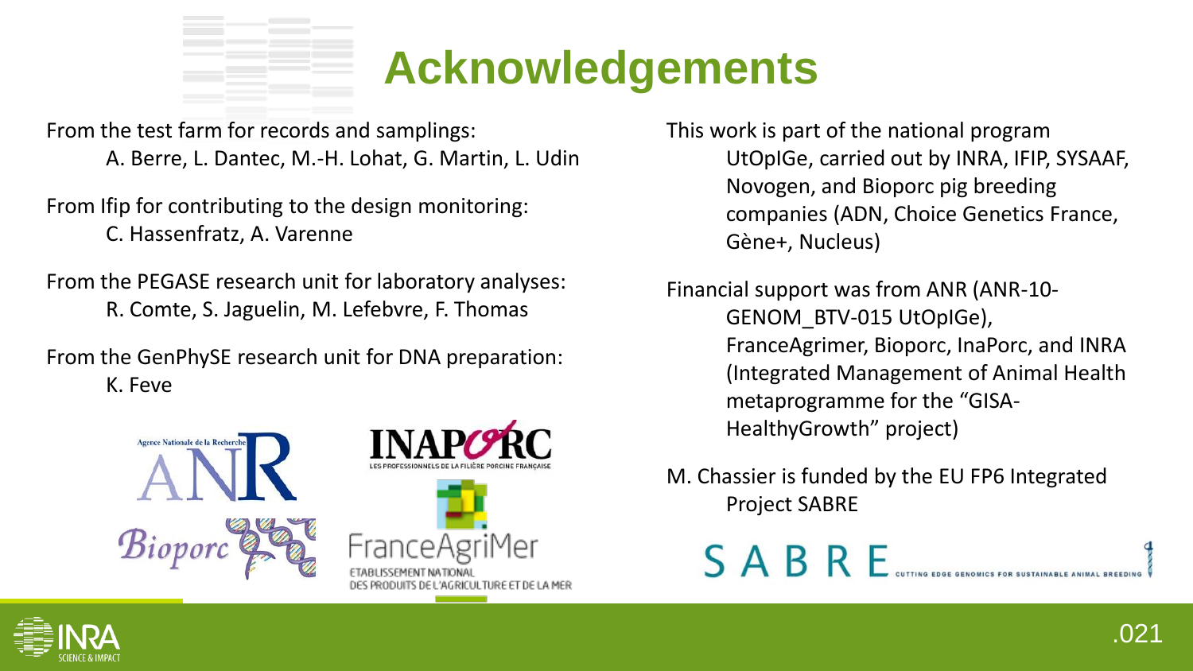# Acknowledgements

From the test farm for records and samplings:
A. Berre, L. Dantec, M.-H. Lohat, G. Martin, L. Udin

From Ifip for contributing to the design monitoring:
C. Hassenfratz, A. Varenne

From the PEGASE research unit for laboratory analyses:
R. Comte, S. Jaguelin, M. Lefebvre, F. Thomas

From the GenPhySE research unit for DNA preparation:
K. Feve

This work is part of the national program UtOpIGe, carried out by INRA, IFIP, SYSAAF, Novogen, and Bioporc pig breeding companies (ADN, Choice Genetics France, Gène+, Nucleus)

Financial support was from ANR (ANR-10-GENOM_BTV-015 UtOpIGe), FranceAgrimer, Bioporc, InaPorc, and INRA (Integrated Management of Animal Health metaprogramme for the "GISA-HealthyGrowth" project)

M. Chassier is funded by the EU FP6 Integrated Project SABRE